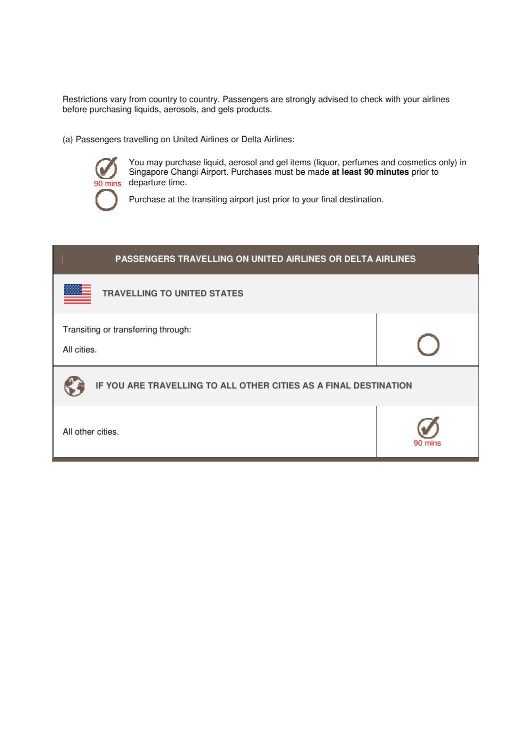Restrictions vary from country to country. Passengers are strongly advised to check with your airlines before purchasing liquids, aerosols, and gels products.

(a) Passengers travelling on United Airlines or Delta Airlines:

✓ 90 mins — You may purchase liquid, aerosol and gel items (liquor, perfumes and cosmetics only) in Singapore Changi Airport. Purchases must be made **at least 90 minutes** prior to departure time.

○ — Purchase at the transiting airport just prior to your final destination.

| PASSENGERS TRAVELLING ON UNITED AIRLINES OR DELTA AIRLINES | |
|---|---|
| **TRAVELLING TO UNITED STATES** | |
| Transiting or transferring through:<br><br>All cities. | ○ |
| **IF YOU ARE TRAVELLING TO ALL OTHER CITIES AS A FINAL DESTINATION** | |
| All other cities. | ✓ 90 mins |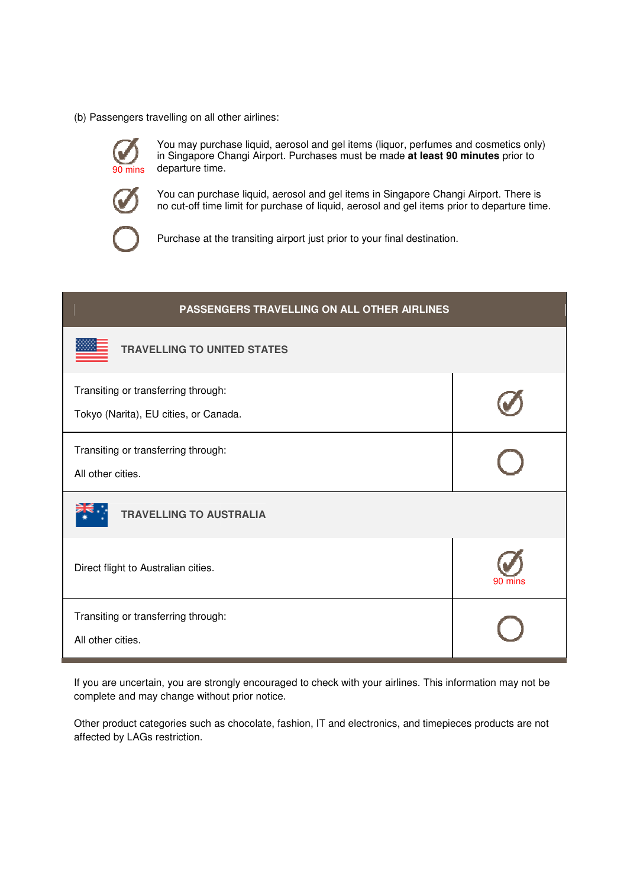(b) Passengers travelling on all other airlines:

- ✓ 90 mins — You may purchase liquid, aerosol and gel items (liquor, perfumes and cosmetics only) in Singapore Changi Airport. Purchases must be made **at least 90 minutes** prior to departure time.
- ✓ — You can purchase liquid, aerosol and gel items in Singapore Changi Airport. There is no cut-off time limit for purchase of liquid, aerosol and gel items prior to departure time.
- ○ — Purchase at the transiting airport just prior to your final destination.

| PASSENGERS TRAVELLING ON ALL OTHER AIRLINES | |
|---|---|
| **TRAVELLING TO UNITED STATES** | |
| Transiting or transferring through:<br>Tokyo (Narita), EU cities, or Canada. | ✓ |
| Transiting or transferring through:<br>All other cities. | ○ |
| **TRAVELLING TO AUSTRALIA** | |
| Direct flight to Australian cities. | ✓ 90 mins |
| Transiting or transferring through:<br>All other cities. | ○ |

If you are uncertain, you are strongly encouraged to check with your airlines. This information may not be complete and may change without prior notice.

Other product categories such as chocolate, fashion, IT and electronics, and timepieces products are not affected by LAGs restriction.